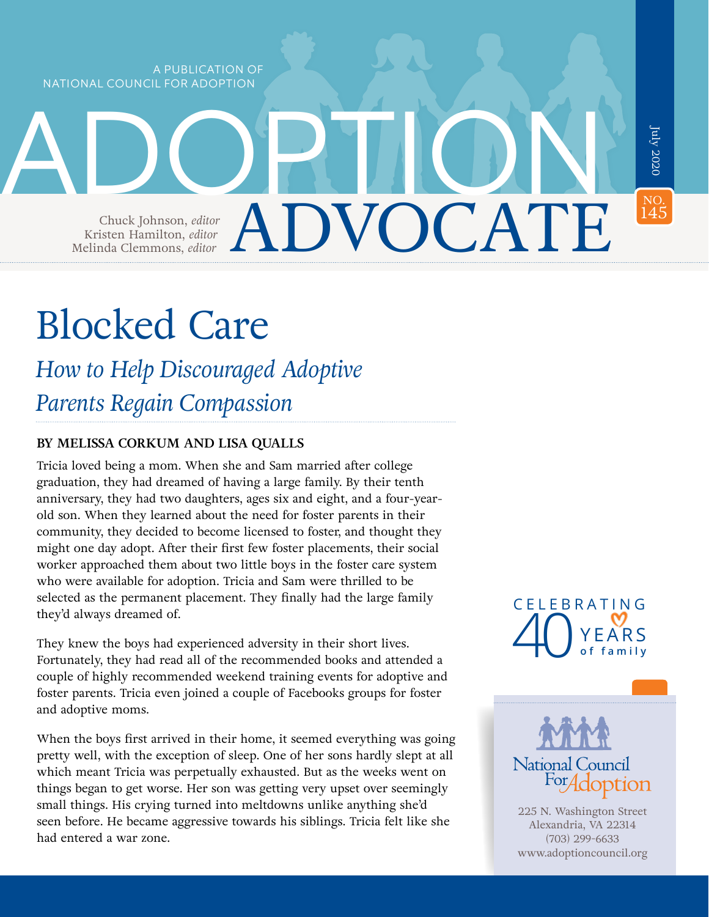A PUBLICATION OF
NATIONAL COUNCIL FOR ADOPTION

# ADOPTION ADVOCATE

July 2020

NO. 145

Chuck Johnson, *editor*
Kristen Hamilton, *editor*
Melinda Clemmons, *editor*

# Blocked Care

## *How to Help Discouraged Adoptive Parents Regain Compassion*

**BY MELISSA CORKUM AND LISA QUALLS**

Tricia loved being a mom. When she and Sam married after college graduation, they had dreamed of having a large family. By their tenth anniversary, they had two daughters, ages six and eight, and a four-year-old son. When they learned about the need for foster parents in their community, they decided to become licensed to foster, and thought they might one day adopt. After their first few foster placements, their social worker approached them about two little boys in the foster care system who were available for adoption. Tricia and Sam were thrilled to be selected as the permanent placement. They finally had the large family they'd always dreamed of.

They knew the boys had experienced adversity in their short lives. Fortunately, they had read all of the recommended books and attended a couple of highly recommended weekend training events for adoptive and foster parents. Tricia even joined a couple of Facebooks groups for foster and adoptive moms.

When the boys first arrived in their home, it seemed everything was going pretty well, with the exception of sleep. One of her sons hardly slept at all which meant Tricia was perpetually exhausted. But as the weeks went on things began to get worse. Her son was getting very upset over seemingly small things. His crying turned into meltdowns unlike anything she'd seen before. He became aggressive towards his siblings. Tricia felt like she had entered a war zone.

CELEBRATING 40 YEARS of family

National Council For Adoption

225 N. Washington Street
Alexandria, VA 22314
(703) 299-6633
www.adoptioncouncil.org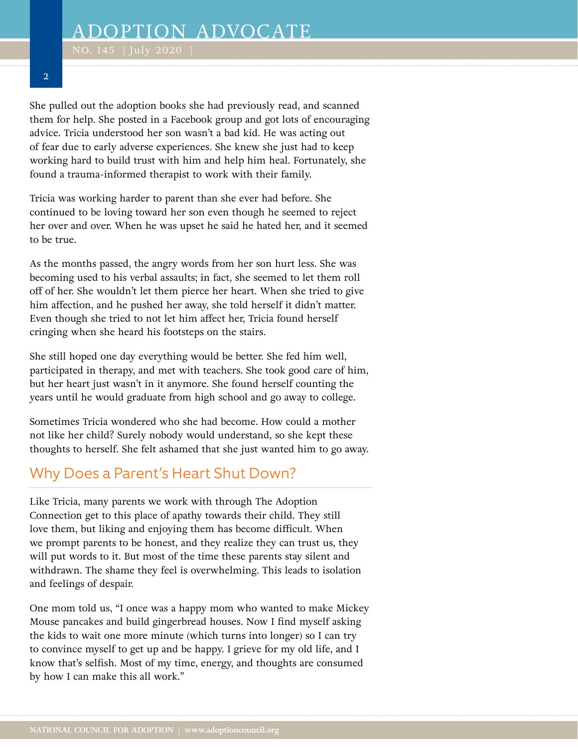She pulled out the adoption books she had previously read, and scanned them for help. She posted in a Facebook group and got lots of encouraging advice. Tricia understood her son wasn't a bad kid. He was acting out of fear due to early adverse experiences. She knew she just had to keep working hard to build trust with him and help him heal. Fortunately, she found a trauma-informed therapist to work with their family.

Tricia was working harder to parent than she ever had before. She continued to be loving toward her son even though he seemed to reject her over and over. When he was upset he said he hated her, and it seemed to be true.

As the months passed, the angry words from her son hurt less. She was becoming used to his verbal assaults; in fact, she seemed to let them roll off of her. She wouldn't let them pierce her heart. When she tried to give him affection, and he pushed her away, she told herself it didn't matter. Even though she tried to not let him affect her, Tricia found herself cringing when she heard his footsteps on the stairs.

She still hoped one day everything would be better. She fed him well, participated in therapy, and met with teachers. She took good care of him, but her heart just wasn't in it anymore. She found herself counting the years until he would graduate from high school and go away to college.

Sometimes Tricia wondered who she had become. How could a mother not like her child? Surely nobody would understand, so she kept these thoughts to herself. She felt ashamed that she just wanted him to go away.

## Why Does a Parent's Heart Shut Down?

Like Tricia, many parents we work with through The Adoption Connection get to this place of apathy towards their child. They still love them, but liking and enjoying them has become difficult. When we prompt parents to be honest, and they realize they can trust us, they will put words to it. But most of the time these parents stay silent and withdrawn. The shame they feel is overwhelming. This leads to isolation and feelings of despair.

One mom told us, "I once was a happy mom who wanted to make Mickey Mouse pancakes and build gingerbread houses. Now I find myself asking the kids to wait one more minute (which turns into longer) so I can try to convince myself to get up and be happy. I grieve for my old life, and I know that's selfish. Most of my time, energy, and thoughts are consumed by how I can make this all work."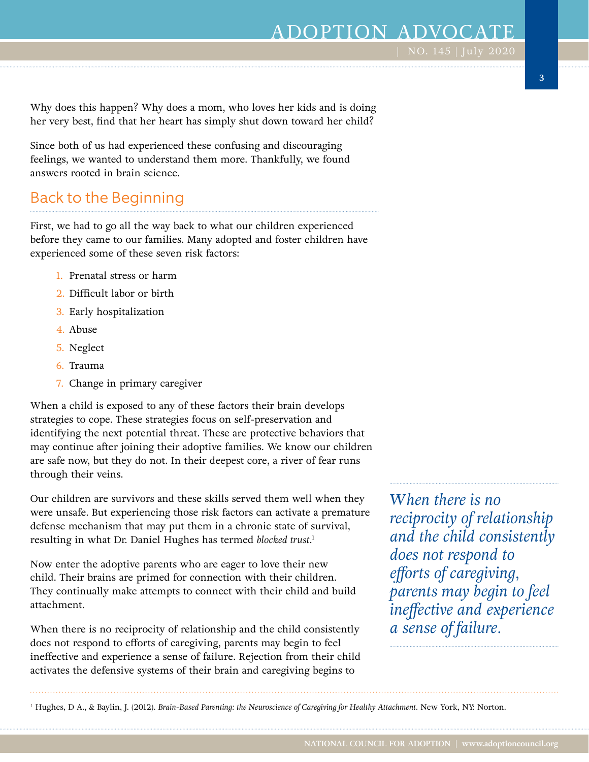Why does this happen? Why does a mom, who loves her kids and is doing her very best, find that her heart has simply shut down toward her child?

Since both of us had experienced these confusing and discouraging feelings, we wanted to understand them more. Thankfully, we found answers rooted in brain science.

## Back to the Beginning

First, we had to go all the way back to what our children experienced before they came to our families. Many adopted and foster children have experienced some of these seven risk factors:

1. Prenatal stress or harm
2. Difficult labor or birth
3. Early hospitalization
4. Abuse
5. Neglect
6. Trauma
7. Change in primary caregiver

When a child is exposed to any of these factors their brain develops strategies to cope. These strategies focus on self-preservation and identifying the next potential threat. These are protective behaviors that may continue after joining their adoptive families. We know our children are safe now, but they do not. In their deepest core, a river of fear runs through their veins.

Our children are survivors and these skills served them well when they were unsafe. But experiencing those risk factors can activate a premature defense mechanism that may put them in a chronic state of survival, resulting in what Dr. Daniel Hughes has termed *blocked trust*.[1]

Now enter the adoptive parents who are eager to love their new child. Their brains are primed for connection with their children. They continually make attempts to connect with their child and build attachment.

When there is no reciprocity of relationship and the child consistently does not respond to efforts of caregiving, parents may begin to feel ineffective and experience a sense of failure. Rejection from their child activates the defensive systems of their brain and caregiving begins to

> *When there is no reciprocity of relationship and the child consistently does not respond to efforts of caregiving, parents may begin to feel ineffective and experience a sense of failure.*

[1] Hughes, D A., & Baylin, J. (2012). *Brain-Based Parenting: the Neuroscience of Caregiving for Healthy Attachment*. New York, NY: Norton.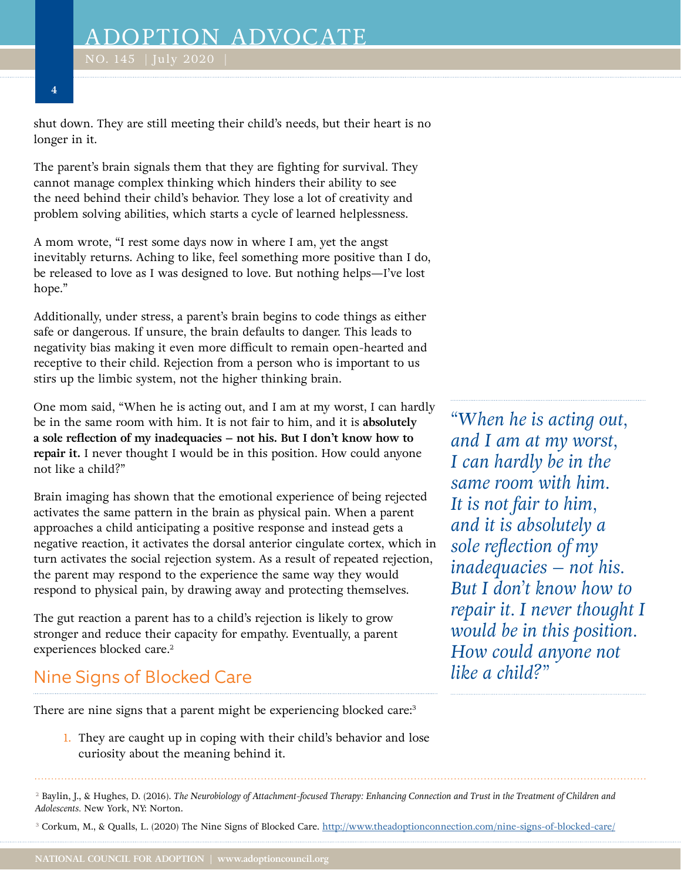shut down. They are still meeting their child's needs, but their heart is no longer in it.

The parent's brain signals them that they are fighting for survival. They cannot manage complex thinking which hinders their ability to see the need behind their child's behavior. They lose a lot of creativity and problem solving abilities, which starts a cycle of learned helplessness.

A mom wrote, "I rest some days now in where I am, yet the angst inevitably returns. Aching to like, feel something more positive than I do, be released to love as I was designed to love. But nothing helps—I've lost hope."

Additionally, under stress, a parent's brain begins to code things as either safe or dangerous. If unsure, the brain defaults to danger. This leads to negativity bias making it even more difficult to remain open-hearted and receptive to their child. Rejection from a person who is important to us stirs up the limbic system, not the higher thinking brain.

One mom said, "When he is acting out, and I am at my worst, I can hardly be in the same room with him. It is not fair to him, and it is **absolutely a sole reflection of my inadequacies – not his. But I don't know how to repair it.** I never thought I would be in this position. How could anyone not like a child?"

> *"When he is acting out, and I am at my worst, I can hardly be in the same room with him. It is not fair to him, and it is absolutely a sole reflection of my inadequacies – not his. But I don't know how to repair it. I never thought I would be in this position. How could anyone not like a child?"*

Brain imaging has shown that the emotional experience of being rejected activates the same pattern in the brain as physical pain. When a parent approaches a child anticipating a positive response and instead gets a negative reaction, it activates the dorsal anterior cingulate cortex, which in turn activates the social rejection system. As a result of repeated rejection, the parent may respond to the experience the same way they would respond to physical pain, by drawing away and protecting themselves.

The gut reaction a parent has to a child's rejection is likely to grow stronger and reduce their capacity for empathy. Eventually, a parent experiences blocked care.[2]

## Nine Signs of Blocked Care

There are nine signs that a parent might be experiencing blocked care:[3]

1. They are caught up in coping with their child's behavior and lose curiosity about the meaning behind it.

---

[2] Baylin, J., & Hughes, D. (2016). *The Neurobiology of Attachment-focused Therapy: Enhancing Connection and Trust in the Treatment of Children and Adolescents*. New York, NY: Norton.

[3] Corkum, M., & Qualls, L. (2020) The Nine Signs of Blocked Care. http://www.theadoptionconnection.com/nine-signs-of-blocked-care/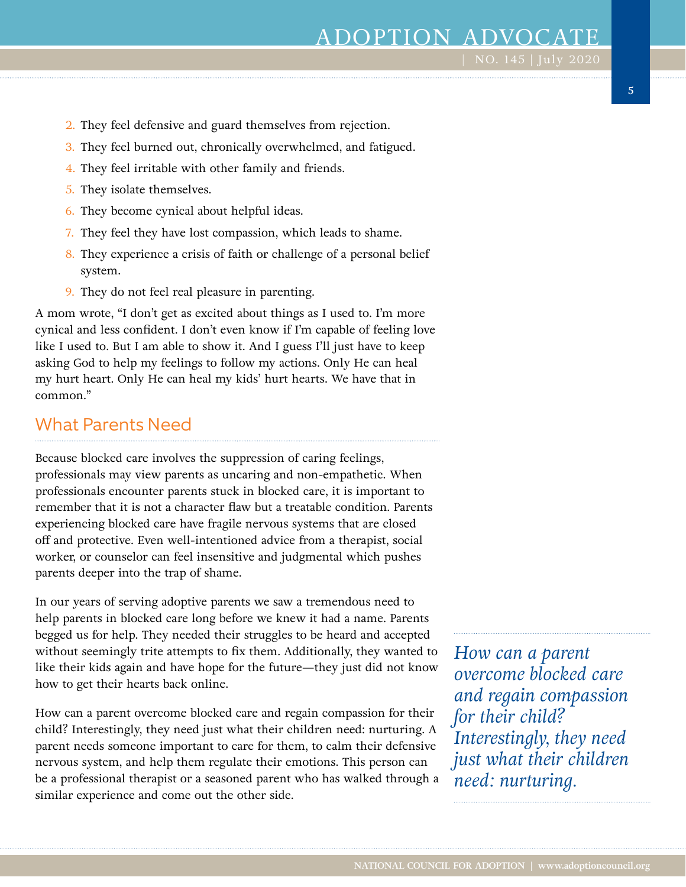2. They feel defensive and guard themselves from rejection.
3. They feel burned out, chronically overwhelmed, and fatigued.
4. They feel irritable with other family and friends.
5. They isolate themselves.
6. They become cynical about helpful ideas.
7. They feel they have lost compassion, which leads to shame.
8. They experience a crisis of faith or challenge of a personal belief system.
9. They do not feel real pleasure in parenting.

A mom wrote, "I don't get as excited about things as I used to. I'm more cynical and less confident. I don't even know if I'm capable of feeling love like I used to. But I am able to show it. And I guess I'll just have to keep asking God to help my feelings to follow my actions. Only He can heal my hurt heart. Only He can heal my kids' hurt hearts. We have that in common."

## What Parents Need

Because blocked care involves the suppression of caring feelings, professionals may view parents as uncaring and non-empathetic. When professionals encounter parents stuck in blocked care, it is important to remember that it is not a character flaw but a treatable condition. Parents experiencing blocked care have fragile nervous systems that are closed off and protective. Even well-intentioned advice from a therapist, social worker, or counselor can feel insensitive and judgmental which pushes parents deeper into the trap of shame.

In our years of serving adoptive parents we saw a tremendous need to help parents in blocked care long before we knew it had a name. Parents begged us for help. They needed their struggles to be heard and accepted without seemingly trite attempts to fix them. Additionally, they wanted to like their kids again and have hope for the future—they just did not know how to get their hearts back online.

How can a parent overcome blocked care and regain compassion for their child? Interestingly, they need just what their children need: nurturing. A parent needs someone important to care for them, to calm their defensive nervous system, and help them regulate their emotions. This person can be a professional therapist or a seasoned parent who has walked through a similar experience and come out the other side.

*How can a parent overcome blocked care and regain compassion for their child? Interestingly, they need just what their children need: nurturing.*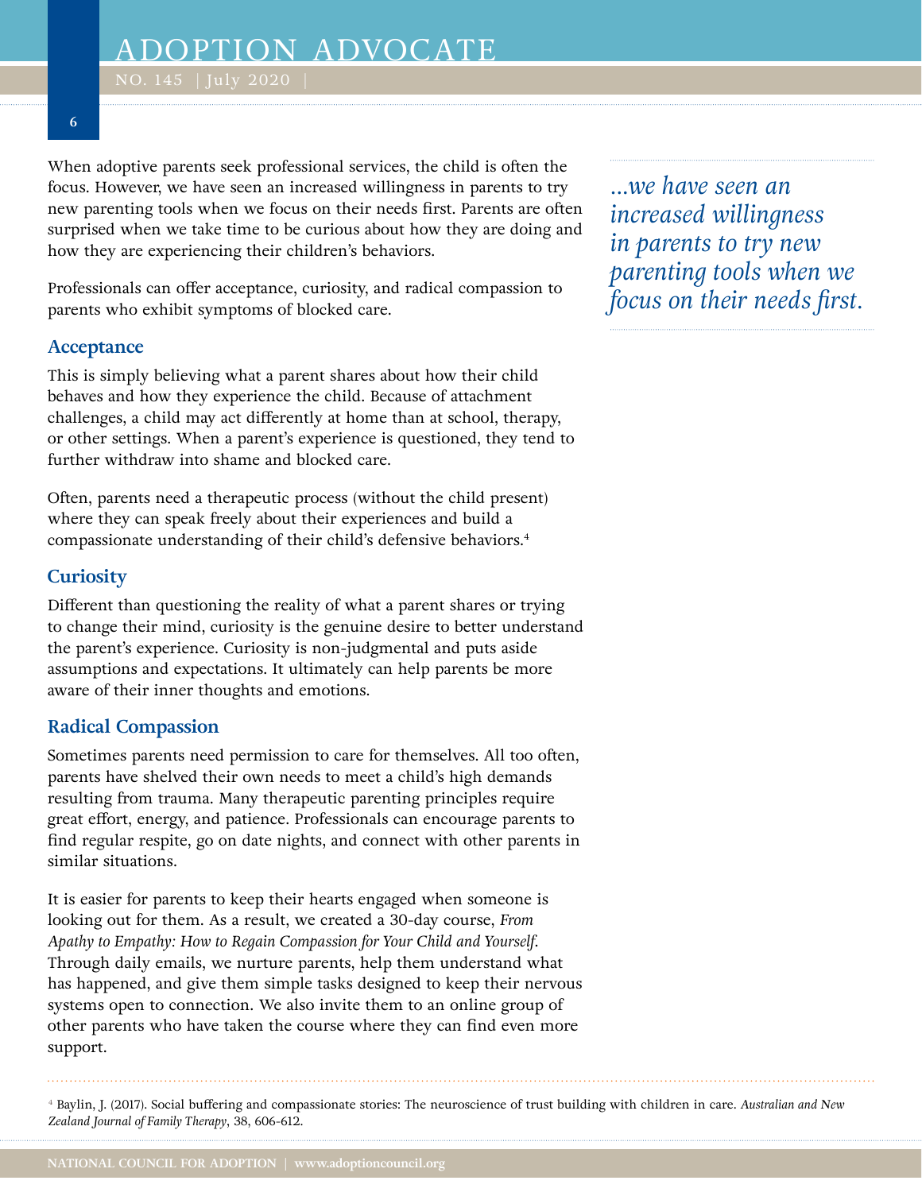When adoptive parents seek professional services, the child is often the focus. However, we have seen an increased willingness in parents to try new parenting tools when we focus on their needs first. Parents are often surprised when we take time to be curious about how they are doing and how they are experiencing their children's behaviors.

*...we have seen an increased willingness in parents to try new parenting tools when we focus on their needs first.*

Professionals can offer acceptance, curiosity, and radical compassion to parents who exhibit symptoms of blocked care.

### Acceptance

This is simply believing what a parent shares about how their child behaves and how they experience the child. Because of attachment challenges, a child may act differently at home than at school, therapy, or other settings. When a parent's experience is questioned, they tend to further withdraw into shame and blocked care.

Often, parents need a therapeutic process (without the child present) where they can speak freely about their experiences and build a compassionate understanding of their child's defensive behaviors.[4]

### Curiosity

Different than questioning the reality of what a parent shares or trying to change their mind, curiosity is the genuine desire to better understand the parent's experience. Curiosity is non-judgmental and puts aside assumptions and expectations. It ultimately can help parents be more aware of their inner thoughts and emotions.

### Radical Compassion

Sometimes parents need permission to care for themselves. All too often, parents have shelved their own needs to meet a child's high demands resulting from trauma. Many therapeutic parenting principles require great effort, energy, and patience. Professionals can encourage parents to find regular respite, go on date nights, and connect with other parents in similar situations.

It is easier for parents to keep their hearts engaged when someone is looking out for them. As a result, we created a 30-day course, *From Apathy to Empathy: How to Regain Compassion for Your Child and Yourself*. Through daily emails, we nurture parents, help them understand what has happened, and give them simple tasks designed to keep their nervous systems open to connection. We also invite them to an online group of other parents who have taken the course where they can find even more support.

---

[4] Baylin, J. (2017). Social buffering and compassionate stories: The neuroscience of trust building with children in care. *Australian and New Zealand Journal of Family Therapy*, 38, 606-612.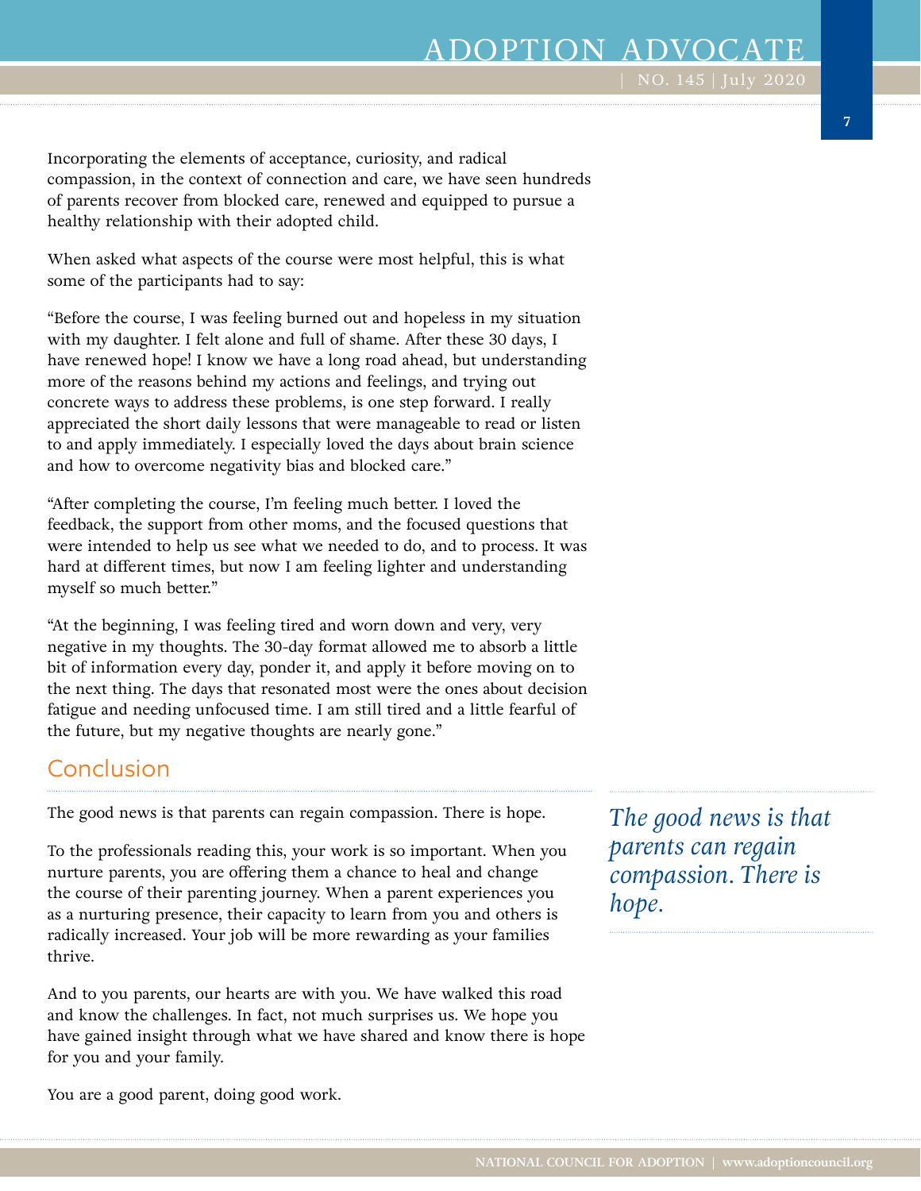Incorporating the elements of acceptance, curiosity, and radical compassion, in the context of connection and care, we have seen hundreds of parents recover from blocked care, renewed and equipped to pursue a healthy relationship with their adopted child.

When asked what aspects of the course were most helpful, this is what some of the participants had to say:

"Before the course, I was feeling burned out and hopeless in my situation with my daughter. I felt alone and full of shame. After these 30 days, I have renewed hope! I know we have a long road ahead, but understanding more of the reasons behind my actions and feelings, and trying out concrete ways to address these problems, is one step forward. I really appreciated the short daily lessons that were manageable to read or listen to and apply immediately. I especially loved the days about brain science and how to overcome negativity bias and blocked care."

"After completing the course, I'm feeling much better. I loved the feedback, the support from other moms, and the focused questions that were intended to help us see what we needed to do, and to process. It was hard at different times, but now I am feeling lighter and understanding myself so much better."

"At the beginning, I was feeling tired and worn down and very, very negative in my thoughts. The 30-day format allowed me to absorb a little bit of information every day, ponder it, and apply it before moving on to the next thing. The days that resonated most were the ones about decision fatigue and needing unfocused time. I am still tired and a little fearful of the future, but my negative thoughts are nearly gone."

## Conclusion

The good news is that parents can regain compassion. There is hope.

*The good news is that parents can regain compassion. There is hope.*

To the professionals reading this, your work is so important. When you nurture parents, you are offering them a chance to heal and change the course of their parenting journey. When a parent experiences you as a nurturing presence, their capacity to learn from you and others is radically increased. Your job will be more rewarding as your families thrive.

And to you parents, our hearts are with you. We have walked this road and know the challenges. In fact, not much surprises us. We hope you have gained insight through what we have shared and know there is hope for you and your family.

You are a good parent, doing good work.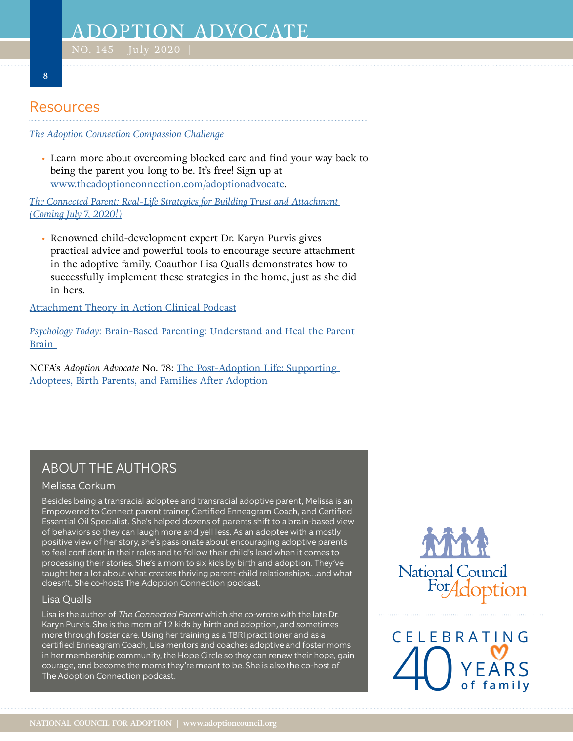## Resources

*The Adoption Connection Compassion Challenge*

- Learn more about overcoming blocked care and find your way back to being the parent you long to be. It's free! Sign up at www.theadoptionconnection.com/adoptionadvocate.

*The Connected Parent: Real-Life Strategies for Building Trust and Attachment (Coming July 7, 2020!)*

- Renowned child-development expert Dr. Karyn Purvis gives practical advice and powerful tools to encourage secure attachment in the adoptive family. Coauthor Lisa Qualls demonstrates how to successfully implement these strategies in the home, just as she did in hers.

Attachment Theory in Action Clinical Podcast

*Psychology Today:* Brain-Based Parenting: Understand and Heal the Parent Brain

NCFA's *Adoption Advocate* No. 78: The Post-Adoption Life: Supporting Adoptees, Birth Parents, and Families After Adoption

## ABOUT THE AUTHORS

### Melissa Corkum

Besides being a transracial adoptee and transracial adoptive parent, Melissa is an Empowered to Connect parent trainer, Certified Enneagram Coach, and Certified Essential Oil Specialist. She's helped dozens of parents shift to a brain-based view of behaviors so they can laugh more and yell less. As an adoptee with a mostly positive view of her story, she's passionate about encouraging adoptive parents to feel confident in their roles and to follow their child's lead when it comes to processing their stories. She's a mom to six kids by birth and adoption. They've taught her a lot about what creates thriving parent-child relationships...and what doesn't. She co-hosts The Adoption Connection podcast.

### Lisa Qualls

Lisa is the author of *The Connected Parent* which she co-wrote with the late Dr. Karyn Purvis. She is the mom of 12 kids by birth and adoption, and sometimes more through foster care. Using her training as a TBRI practitioner and as a certified Enneagram Coach, Lisa mentors and coaches adoptive and foster moms in her membership community, the Hope Circle so they can renew their hope, gain courage, and become the moms they're meant to be. She is also the co-host of The Adoption Connection podcast.

National Council For Adoption

CELEBRATING 40 YEARS of family